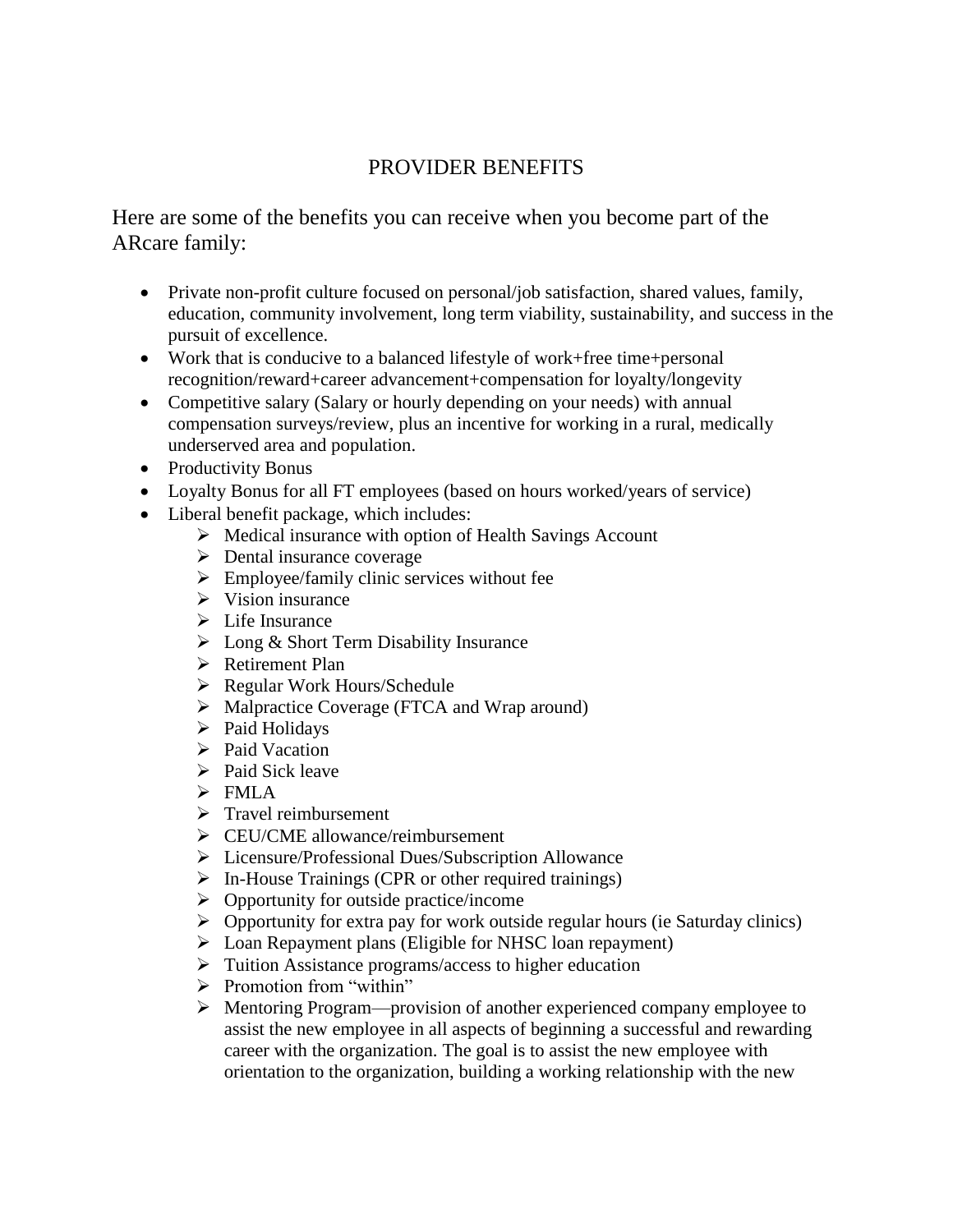# PROVIDER BENEFITS

Here are some of the benefits you can receive when you become part of the ARcare family:

- Private non-profit culture focused on personal/job satisfaction, shared values, family, education, community involvement, long term viability, sustainability, and success in the pursuit of excellence.
- Work that is conducive to a balanced lifestyle of work+free time+personal recognition/reward+career advancement+compensation for loyalty/longevity
- Competitive salary (Salary or hourly depending on your needs) with annual compensation surveys/review, plus an incentive for working in a rural, medically underserved area and population.
- Productivity Bonus
- Loyalty Bonus for all FT employees (based on hours worked/years of service)
- Liberal benefit package, which includes:
    - Medical insurance with option of Health Savings Account
    - Dental insurance coverage
    - Employee/family clinic services without fee
    - Vision insurance
    - Life Insurance
    - Long & Short Term Disability Insurance
    - Retirement Plan
    - Regular Work Hours/Schedule
    - Malpractice Coverage (FTCA and Wrap around)
    - Paid Holidays
    - Paid Vacation
    - Paid Sick leave
    - FMLA
    - Travel reimbursement
    - CEU/CME allowance/reimbursement
    - Licensure/Professional Dues/Subscription Allowance
    - In-House Trainings (CPR or other required trainings)
    - Opportunity for outside practice/income
    - Opportunity for extra pay for work outside regular hours (ie Saturday clinics)
    - Loan Repayment plans (Eligible for NHSC loan repayment)
    - Tuition Assistance programs/access to higher education
    - Promotion from "within"
    - Mentoring Program—provision of another experienced company employee to assist the new employee in all aspects of beginning a successful and rewarding career with the organization. The goal is to assist the new employee with orientation to the organization, building a working relationship with the new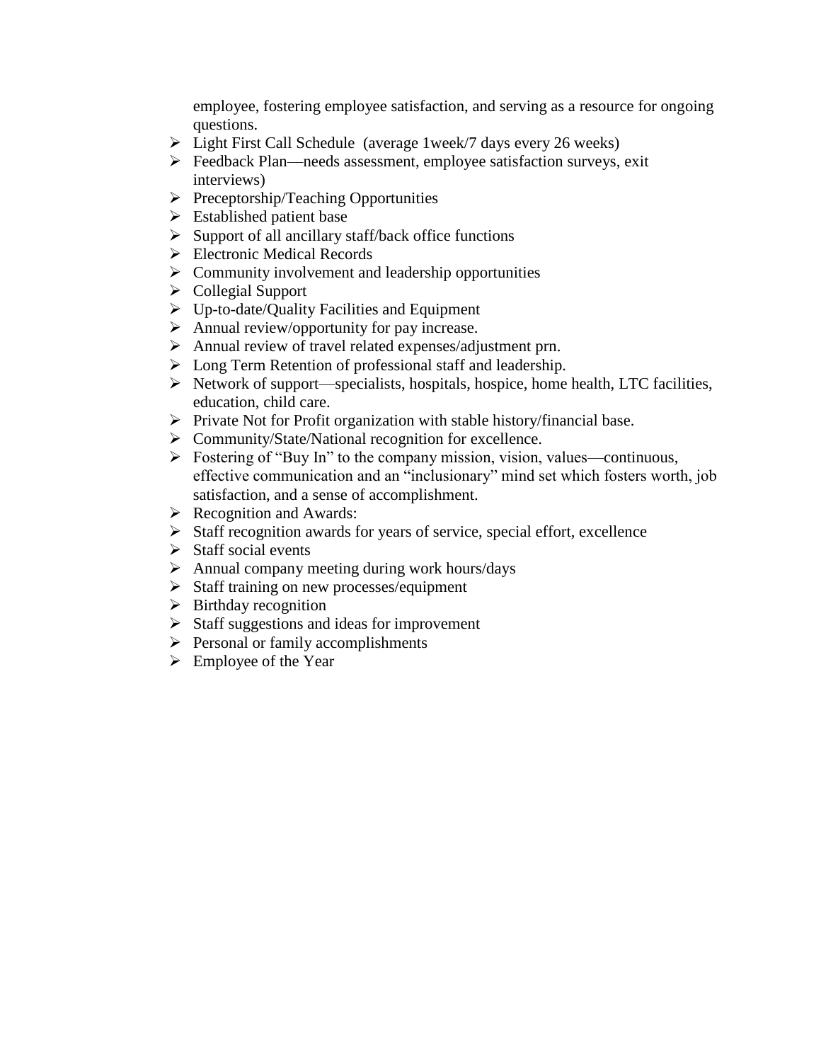employee, fostering employee satisfaction, and serving as a resource for ongoing questions.

- Light First Call Schedule (average 1week/7 days every 26 weeks)
- Feedback Plan—needs assessment, employee satisfaction surveys, exit interviews)
- Preceptorship/Teaching Opportunities
- Established patient base
- Support of all ancillary staff/back office functions
- Electronic Medical Records
- Community involvement and leadership opportunities
- Collegial Support
- Up-to-date/Quality Facilities and Equipment
- Annual review/opportunity for pay increase.
- Annual review of travel related expenses/adjustment prn.
- Long Term Retention of professional staff and leadership.
- Network of support—specialists, hospitals, hospice, home health, LTC facilities, education, child care.
- Private Not for Profit organization with stable history/financial base.
- Community/State/National recognition for excellence.
- Fostering of "Buy In" to the company mission, vision, values—continuous, effective communication and an "inclusionary" mind set which fosters worth, job satisfaction, and a sense of accomplishment.
- Recognition and Awards:
- Staff recognition awards for years of service, special effort, excellence
- Staff social events
- Annual company meeting during work hours/days
- Staff training on new processes/equipment
- Birthday recognition
- Staff suggestions and ideas for improvement
- Personal or family accomplishments
- Employee of the Year